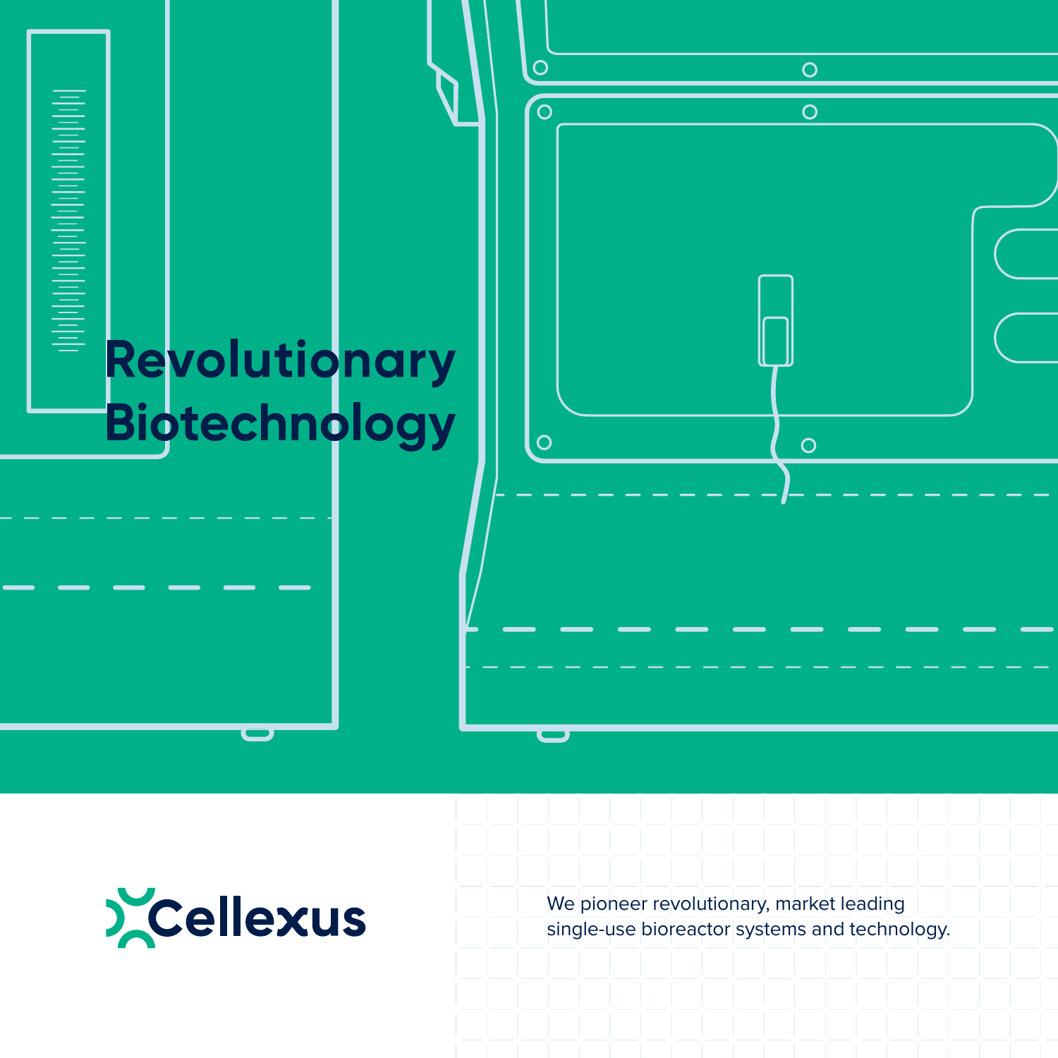# Revolutionary Biotechnology

Cellexus

We pioneer revolutionary, market leading single-use bioreactor systems and technology.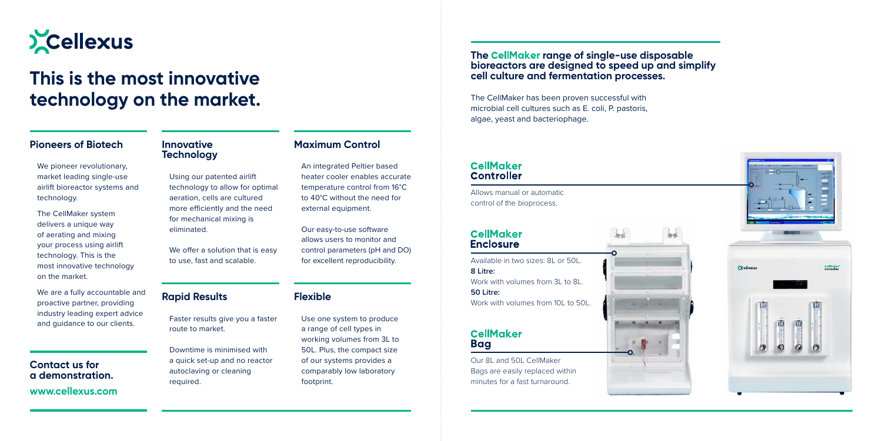Cellexus

# This is the most innovative technology on the market.

## Pioneers of Biotech

We pioneer revolutionary, market leading single-use airlift bioreactor systems and technology.

The CellMaker system delivers a unique way of aerating and mixing your process using airlift technology. This is the most innovative technology on the market.

We are a fully accountable and proactive partner, providing industry leading expert advice and guidance to our clients.

## Innovative Technology

Using our patented airlift technology to allow for optimal aeration, cells are cultured more efficiently and the need for mechanical mixing is eliminated.

We offer a solution that is easy to use, fast and scalable.

## Maximum Control

An integrated Peltier based heater cooler enables accurate temperature control from 16°C to 40°C without the need for external equipment.

Our easy-to-use software allows users to monitor and control parameters (pH and DO) for excellent reproducibility.

## Rapid Results

Faster results give you a faster route to market.

Downtime is minimised with a quick set-up and no reactor autoclaving or cleaning required.

## Flexible

Use one system to produce a range of cell types in working volumes from 3L to 50L. Plus, the compact size of our systems provides a comparably low laboratory footprint.

## Contact us for a demonstration.

**www.cellexus.com**

## The CellMaker range of single-use disposable bioreactors are designed to speed up and simplify cell culture and fermentation processes.

The CellMaker has been proven successful with microbial cell cultures such as E. coli, P. pastoris, algae, yeast and bacteriophage.

### CellMaker Controller

Allows manual or automatic control of the bioprocess.

### CellMaker Enclosure

Available in two sizes: 8L or 50L.

**8 Litre:**
Work with volumes from 3L to 8L.

**50 Litre:**
Work with volumes from 10L to 50L.

### CellMaker Bag

Our 8L and 50L CellMaker Bags are easily replaced within minutes for a fast turnaround.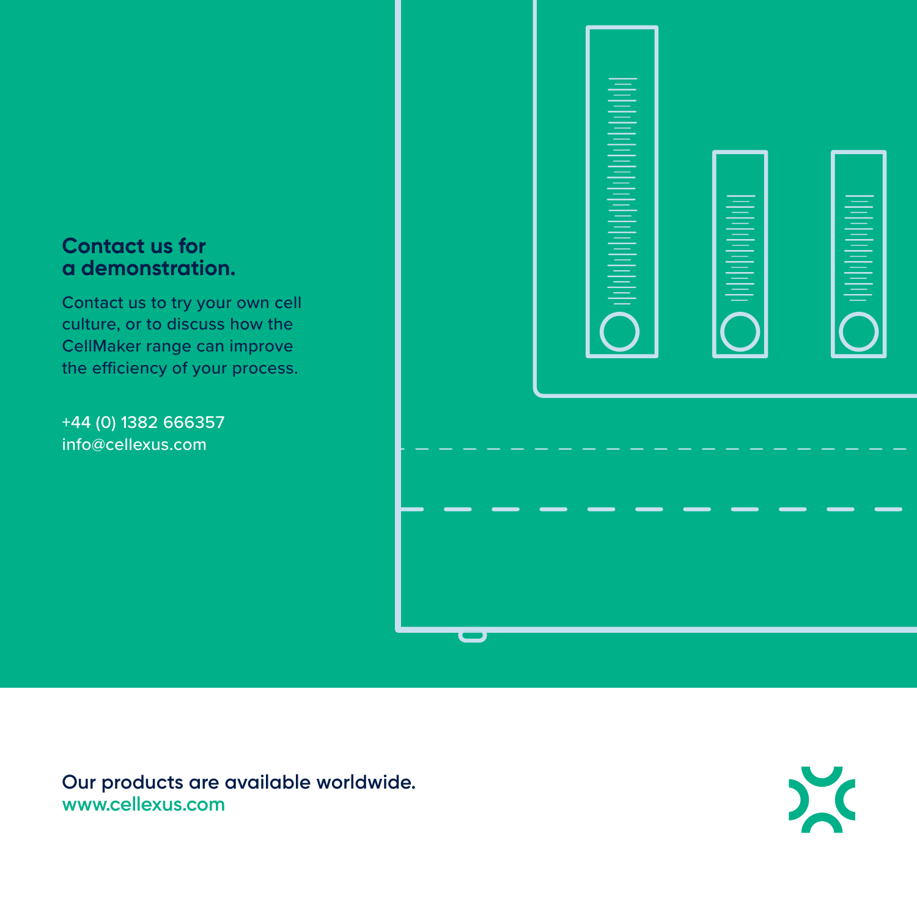## Contact us for a demonstration.

Contact us to try your own cell culture, or to discuss how the CellMaker range can improve the efficiency of your process.

+44 (0) 1382 666357
info@cellexus.com

**Our products are available worldwide.**
www.cellexus.com